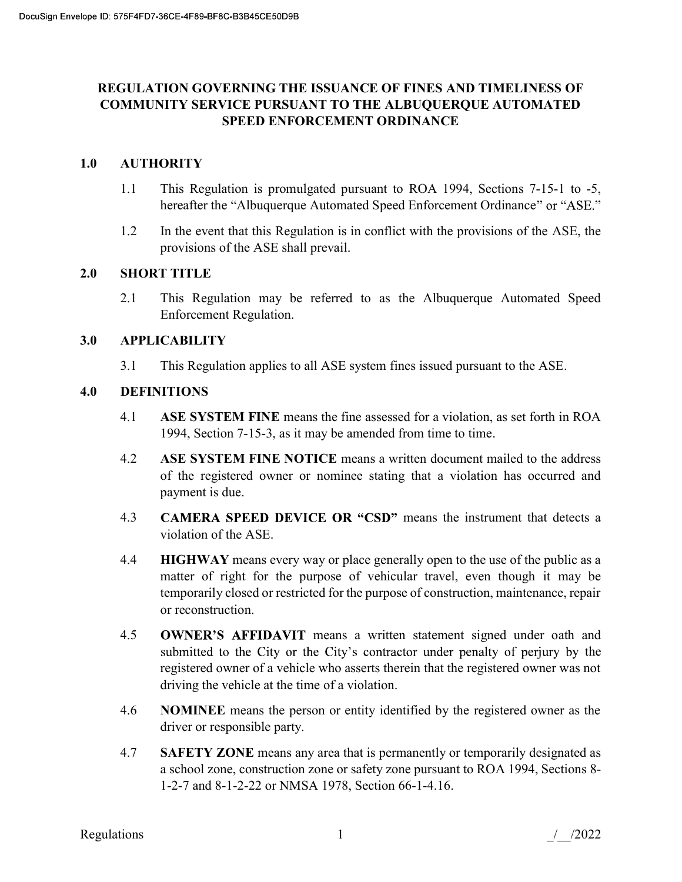# REGULATION GOVERNING THE ISSUANCE OF FINES AND TIMELINESS OF COMMUNITY SERVICE PURSUANT TO THE ALBUQUERQUE AUTOMATED SPEED ENFORCEMENT ORDINANCE

## 1.0 AUTHORITY

1.1 This Regulation is promulgated pursuant to ROA 1994, Sections 7-15-1 to -5, hereafter the "Albuquerque Automated Speed Enforcement Ordinance" or "ASE."

1.2 In the event that this Regulation is in conflict with the provisions of the ASE, the provisions of the ASE shall prevail.

## 2.0 SHORT TITLE

2.1 This Regulation may be referred to as the Albuquerque Automated Speed Enforcement Regulation.

## 3.0 APPLICABILITY

3.1 This Regulation applies to all ASE system fines issued pursuant to the ASE.

## 4.0 DEFINITIONS

4.1 **ASE SYSTEM FINE** means the fine assessed for a violation, as set forth in ROA 1994, Section 7-15-3, as it may be amended from time to time.

4.2 **ASE SYSTEM FINE NOTICE** means a written document mailed to the address of the registered owner or nominee stating that a violation has occurred and payment is due.

4.3 **CAMERA SPEED DEVICE OR "CSD"** means the instrument that detects a violation of the ASE.

4.4 **HIGHWAY** means every way or place generally open to the use of the public as a matter of right for the purpose of vehicular travel, even though it may be temporarily closed or restricted for the purpose of construction, maintenance, repair or reconstruction.

4.5 **OWNER'S AFFIDAVIT** means a written statement signed under oath and submitted to the City or the City's contractor under penalty of perjury by the registered owner of a vehicle who asserts therein that the registered owner was not driving the vehicle at the time of a violation.

4.6 **NOMINEE** means the person or entity identified by the registered owner as the driver or responsible party.

4.7 **SAFETY ZONE** means any area that is permanently or temporarily designated as a school zone, construction zone or safety zone pursuant to ROA 1994, Sections 8-1-2-7 and 8-1-2-22 or NMSA 1978, Section 66-1-4.16.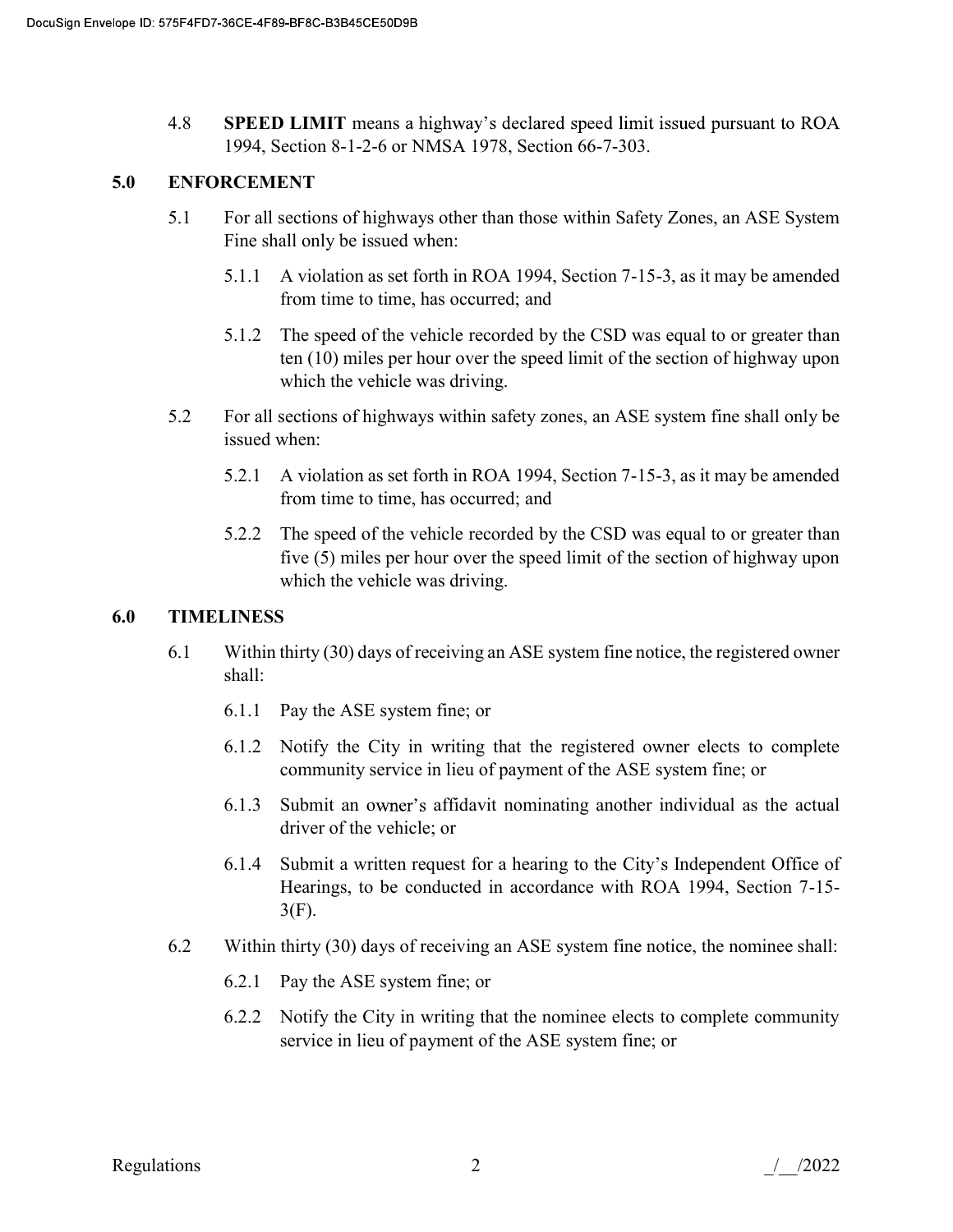4.8 **SPEED LIMIT** means a highway's declared speed limit issued pursuant to ROA 1994, Section 8-1-2-6 or NMSA 1978, Section 66-7-303.

## 5.0 ENFORCEMENT

5.1 For all sections of highways other than those within Safety Zones, an ASE System Fine shall only be issued when:

5.1.1 A violation as set forth in ROA 1994, Section 7-15-3, as it may be amended from time to time, has occurred; and

5.1.2 The speed of the vehicle recorded by the CSD was equal to or greater than ten (10) miles per hour over the speed limit of the section of highway upon which the vehicle was driving.

5.2 For all sections of highways within safety zones, an ASE system fine shall only be issued when:

5.2.1 A violation as set forth in ROA 1994, Section 7-15-3, as it may be amended from time to time, has occurred; and

5.2.2 The speed of the vehicle recorded by the CSD was equal to or greater than five (5) miles per hour over the speed limit of the section of highway upon which the vehicle was driving.

## 6.0 TIMELINESS

6.1 Within thirty (30) days of receiving an ASE system fine notice, the registered owner shall:

6.1.1 Pay the ASE system fine; or

6.1.2 Notify the City in writing that the registered owner elects to complete community service in lieu of payment of the ASE system fine; or

6.1.3 Submit an owner's affidavit nominating another individual as the actual driver of the vehicle; or

6.1.4 Submit a written request for a hearing to the City's Independent Office of Hearings, to be conducted in accordance with ROA 1994, Section 7-15-3(F).

6.2 Within thirty (30) days of receiving an ASE system fine notice, the nominee shall:

6.2.1 Pay the ASE system fine; or

6.2.2 Notify the City in writing that the nominee elects to complete community service in lieu of payment of the ASE system fine; or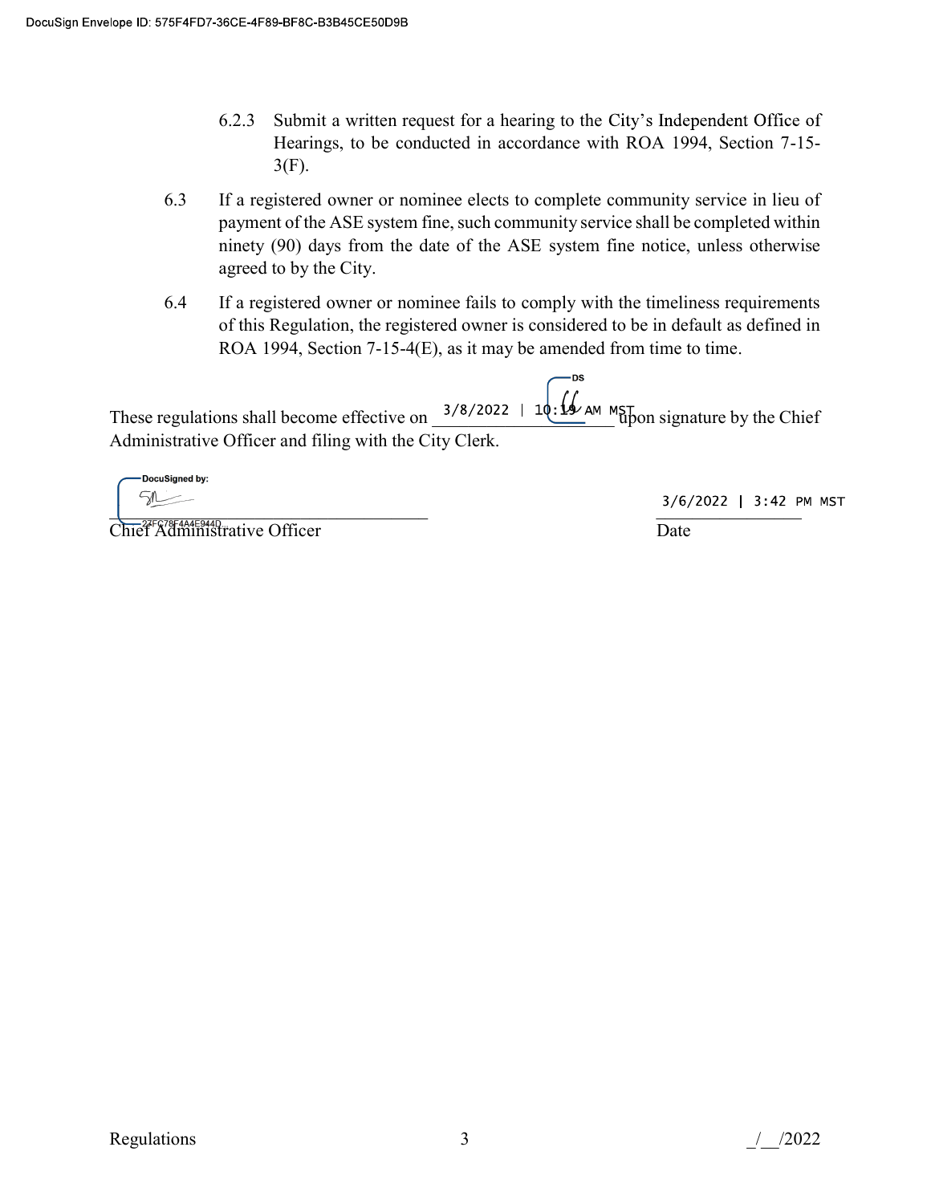DocuSign Envelope ID: 575F4FD7-36CE-4F89-BF8C-B3B45CE50D9B

6.2.3 Submit a written request for a hearing to the City's Independent Office of Hearings, to be conducted in accordance with ROA 1994, Section 7-15-3(F).

6.3 If a registered owner or nominee elects to complete community service in lieu of payment of the ASE system fine, such community service shall be completed within ninety (90) days from the date of the ASE system fine notice, unless otherwise agreed to by the City.

6.4 If a registered owner or nominee fails to comply with the timeliness requirements of this Regulation, the registered owner is considered to be in default as defined in ROA 1994, Section 7-15-4(E), as it may be amended from time to time.

These regulations shall become effective on 3/8/2022 | 10:19 AM MST upon signature by the Chief Administrative Officer and filing with the City Clerk.

DocuSigned by:

27FC78F4A4E944D...

Chief Administrative Officer

3/6/2022 | 3:42 PM MST

Date